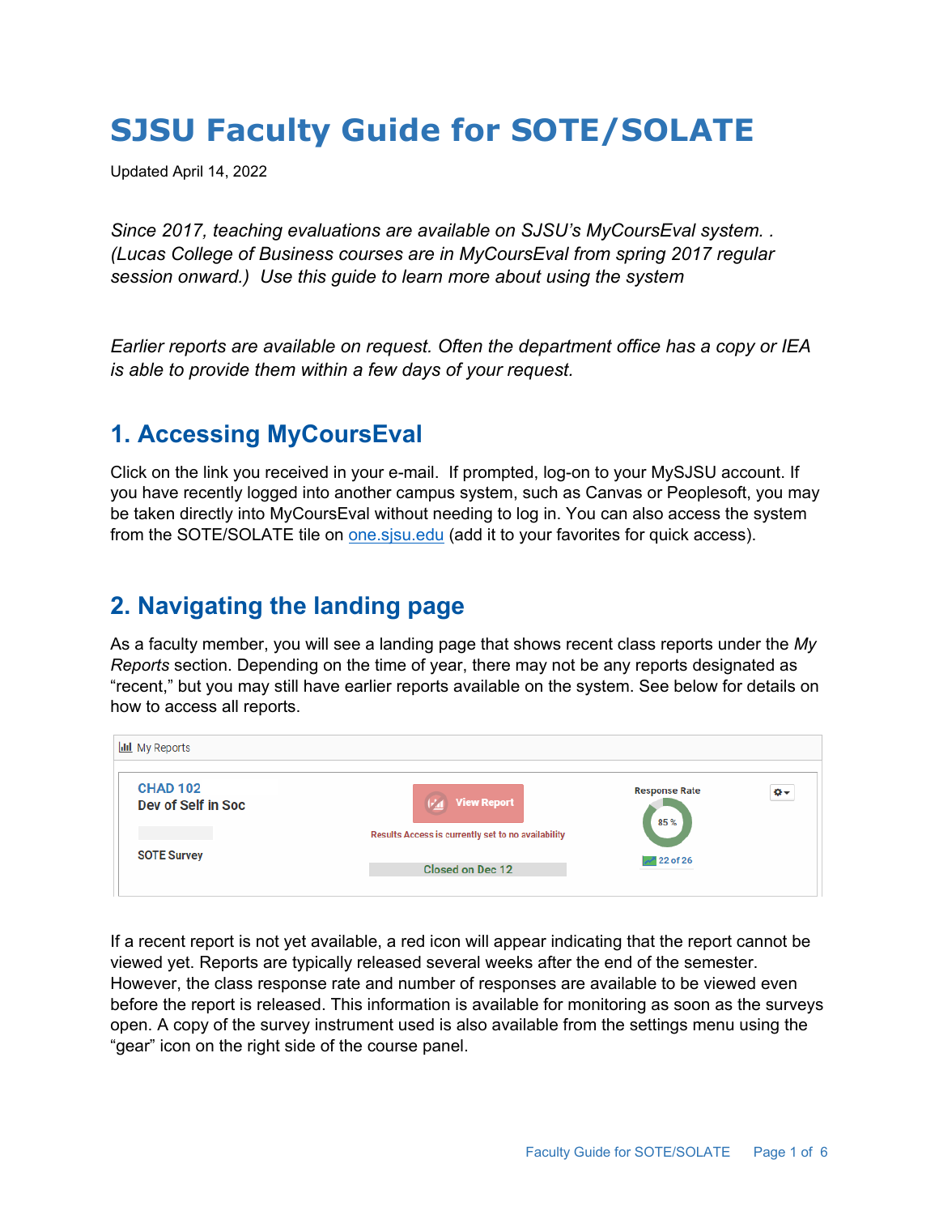# SJSU Faculty Guide for SOTE/SOLATE

Updated April 14, 2022

*Since 2017, teaching evaluations are available on SJSU's MyCoursEval system. . (Lucas College of Business courses are in MyCoursEval from spring 2017 regular session onward.) Use this guide to learn more about using the system*

*Earlier reports are available on request. Often the department office has a copy or IEA is able to provide them within a few days of your request.*

## 1. Accessing MyCoursEval

Click on the link you received in your e-mail. If prompted, log-on to your MySJSU account. If you have recently logged into another campus system, such as Canvas or Peoplesoft, you may be taken directly into MyCoursEval without needing to log in. You can also access the system from the SOTE/SOLATE tile on [one.sjsu.edu](one.sjsu.edu) (add it to your favorites for quick access).

## 2. Navigating the landing page

As a faculty member, you will see a landing page that shows recent class reports under the *My Reports* section. Depending on the time of year, there may not be any reports designated as "recent," but you may still have earlier reports available on the system. See below for details on how to access all reports.

If a recent report is not yet available, a red icon will appear indicating that the report cannot be viewed yet. Reports are typically released several weeks after the end of the semester. However, the class response rate and number of responses are available to be viewed even before the report is released. This information is available for monitoring as soon as the surveys open. A copy of the survey instrument used is also available from the settings menu using the "gear" icon on the right side of the course panel.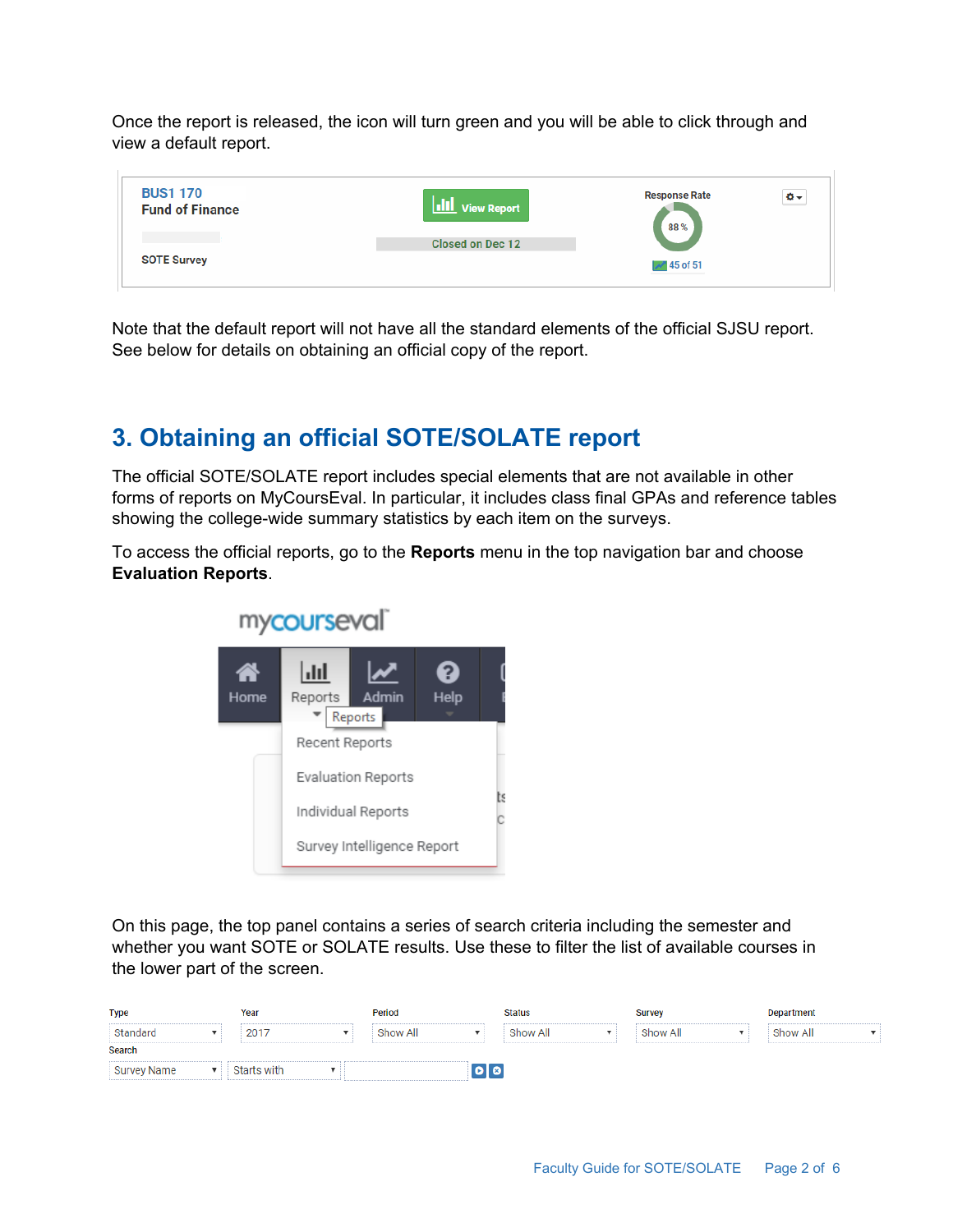Once the report is released, the icon will turn green and you will be able to click through and view a default report.

Note that the default report will not have all the standard elements of the official SJSU report. See below for details on obtaining an official copy of the report.

## 3. Obtaining an official SOTE/SOLATE report

The official SOTE/SOLATE report includes special elements that are not available in other forms of reports on MyCoursEval. In particular, it includes class final GPAs and reference tables showing the college-wide summary statistics by each item on the surveys.

To access the official reports, go to the **Reports** menu in the top navigation bar and choose **Evaluation Reports**.

On this page, the top panel contains a series of search criteria including the semester and whether you want SOTE or SOLATE results. Use these to filter the list of available courses in the lower part of the screen.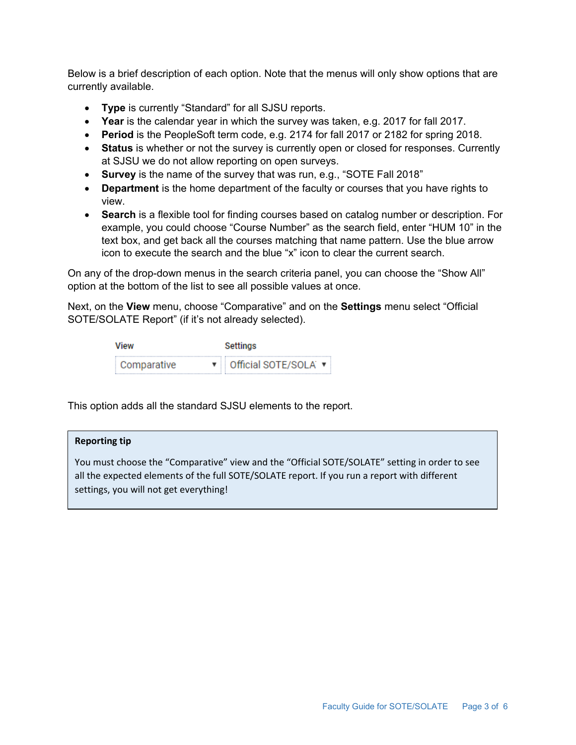Below is a brief description of each option. Note that the menus will only show options that are currently available.

- **Type** is currently “Standard” for all SJSU reports.
- **Year** is the calendar year in which the survey was taken, e.g. 2017 for fall 2017.
- **Period** is the PeopleSoft term code, e.g. 2174 for fall 2017 or 2182 for spring 2018.
- **Status** is whether or not the survey is currently open or closed for responses. Currently at SJSU we do not allow reporting on open surveys.
- **Survey** is the name of the survey that was run, e.g., “SOTE Fall 2018”
- **Department** is the home department of the faculty or courses that you have rights to view.
- **Search** is a flexible tool for finding courses based on catalog number or description. For example, you could choose “Course Number” as the search field, enter “HUM 10” in the text box, and get back all the courses matching that name pattern. Use the blue arrow icon to execute the search and the blue “x” icon to clear the current search.

On any of the drop-down menus in the search criteria panel, you can choose the “Show All” option at the bottom of the list to see all possible values at once.

Next, on the **View** menu, choose “Comparative” and on the **Settings** menu select “Official SOTE/SOLATE Report” (if it’s not already selected).

| View | Settings |
| --- | --- |
| Comparative ▼ | Official SOTE/SOLA ▼ |

This option adds all the standard SJSU elements to the report.

> **Reporting tip**
>
> You must choose the “Comparative” view and the “Official SOTE/SOLATE” setting in order to see all the expected elements of the full SOTE/SOLATE report. If you run a report with different settings, you will not get everything!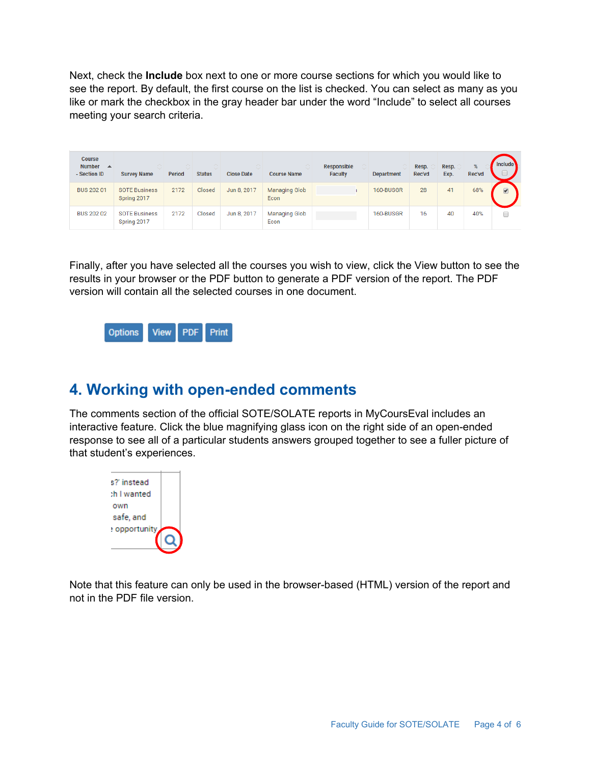Next, check the **Include** box next to one or more course sections for which you would like to see the report. By default, the first course on the list is checked. You can select as many as you like or mark the checkbox in the gray header bar under the word "Include" to select all courses meeting your search criteria.

| Course Number - Section ID | Survey Name | Period | Status | Close Date | Course Name | Responsible Faculty | Department | Resp. Rec'vd | Resp. Exp. | % Rec'vd | Include |
|---|---|---|---|---|---|---|---|---|---|---|---|
| BUS 202 01 | SOTE Business Spring 2017 | 2172 | Closed | Jun 8, 2017 | Managing Glob Econ | | 160-BUSGR | 28 | 41 | 68% | ☑ |
| BUS 202 02 | SOTE Business Spring 2017 | 2172 | Closed | Jun 8, 2017 | Managing Glob Econ | | 160-BUSGR | 16 | 40 | 40% | ☐ |

Finally, after you have selected all the courses you wish to view, click the View button to see the results in your browser or the PDF button to generate a PDF version of the report. The PDF version will contain all the selected courses in one document.

Options View PDF Print

## 4. Working with open-ended comments

The comments section of the official SOTE/SOLATE reports in MyCoursEval includes an interactive feature. Click the blue magnifying glass icon on the right side of an open-ended response to see all of a particular students answers grouped together to see a fuller picture of that student's experiences.

Note that this feature can only be used in the browser-based (HTML) version of the report and not in the PDF file version.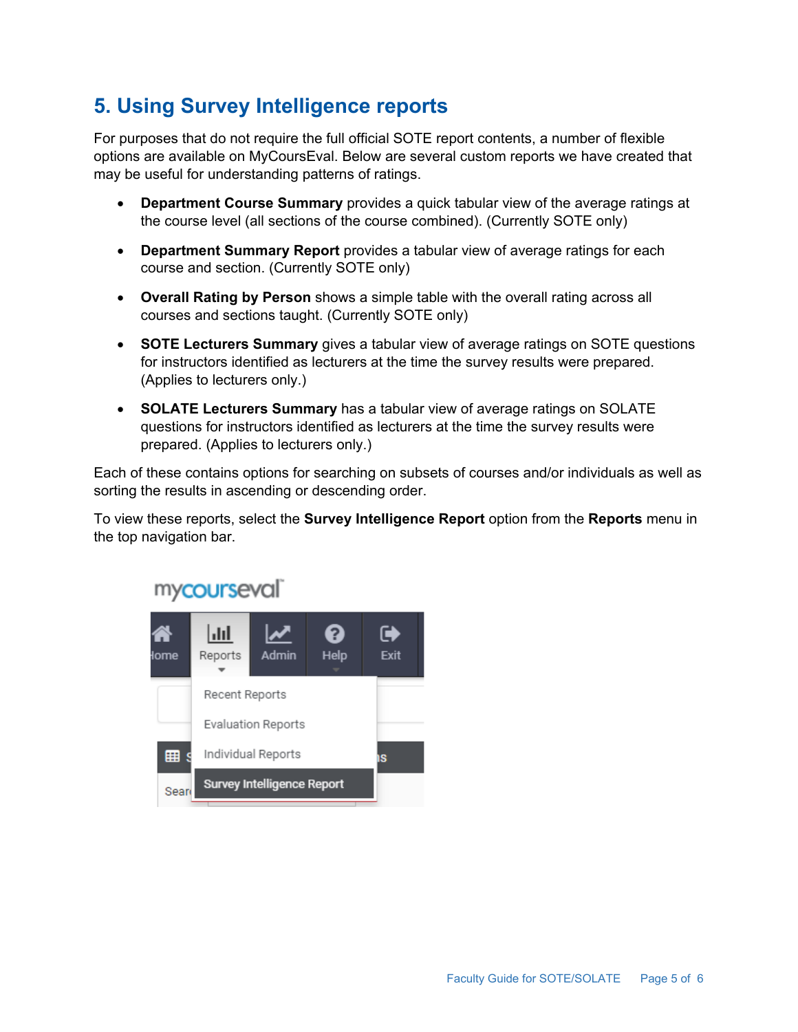## 5. Using Survey Intelligence reports

For purposes that do not require the full official SOTE report contents, a number of flexible options are available on MyCoursEval. Below are several custom reports we have created that may be useful for understanding patterns of ratings.

- **Department Course Summary** provides a quick tabular view of the average ratings at the course level (all sections of the course combined). (Currently SOTE only)
- **Department Summary Report** provides a tabular view of average ratings for each course and section. (Currently SOTE only)
- **Overall Rating by Person** shows a simple table with the overall rating across all courses and sections taught. (Currently SOTE only)
- **SOTE Lecturers Summary** gives a tabular view of average ratings on SOTE questions for instructors identified as lecturers at the time the survey results were prepared. (Applies to lecturers only.)
- **SOLATE Lecturers Summary** has a tabular view of average ratings on SOLATE questions for instructors identified as lecturers at the time the survey results were prepared. (Applies to lecturers only.)

Each of these contains options for searching on subsets of courses and/or individuals as well as sorting the results in ascending or descending order.

To view these reports, select the **Survey Intelligence Report** option from the **Reports** menu in the top navigation bar.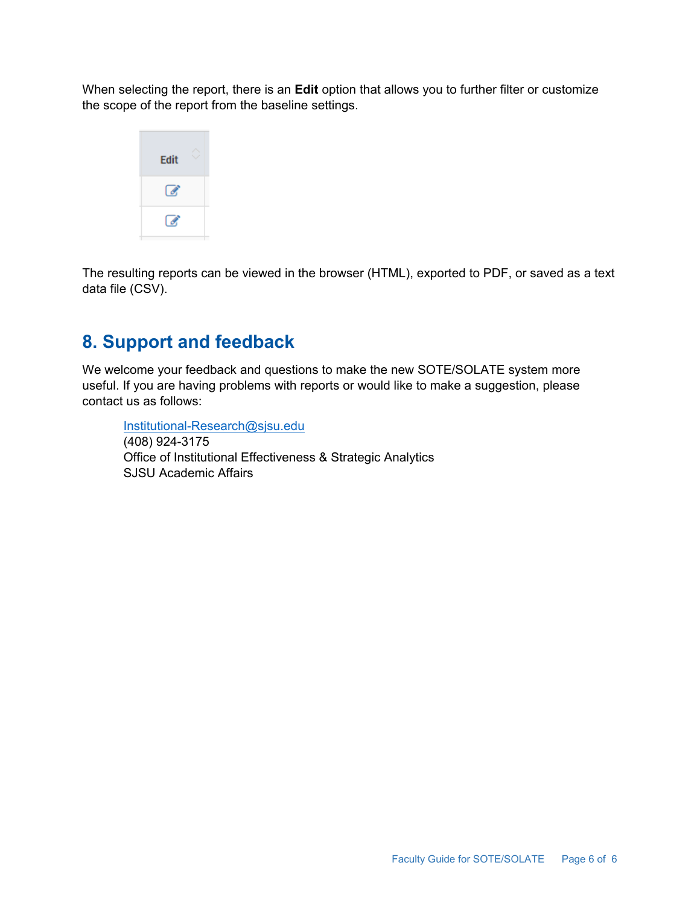When selecting the report, there is an **Edit** option that allows you to further filter or customize the scope of the report from the baseline settings.

The resulting reports can be viewed in the browser (HTML), exported to PDF, or saved as a text data file (CSV).

## 8. Support and feedback

We welcome your feedback and questions to make the new SOTE/SOLATE system more useful. If you are having problems with reports or would like to make a suggestion, please contact us as follows:

Institutional-Research@sjsu.edu
(408) 924-3175
Office of Institutional Effectiveness & Strategic Analytics
SJSU Academic Affairs